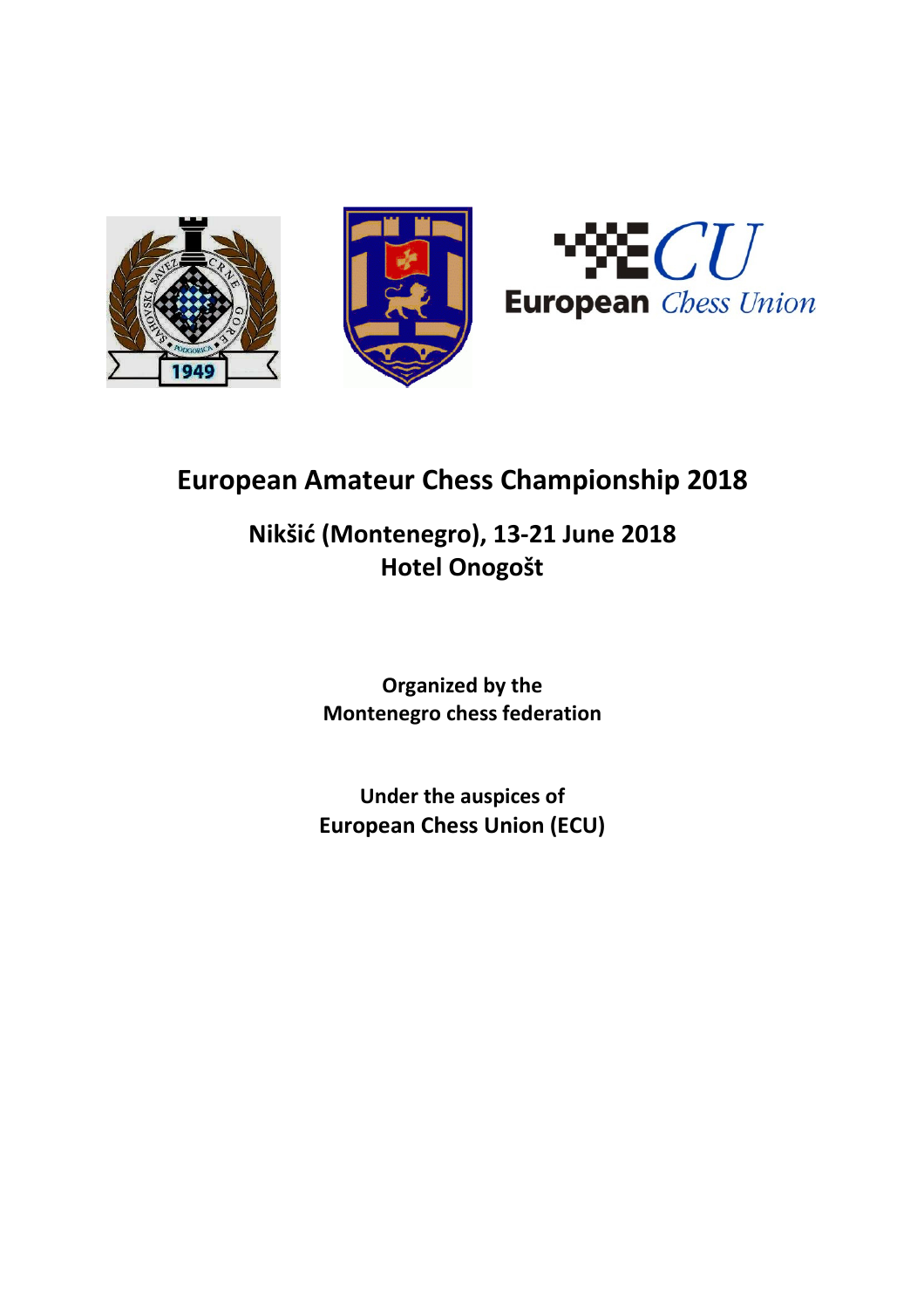# European Amateur Chess Championship 2018

## Nikšić (Montenegro), 13-21 June 2018
## Hotel Onogošt

**Organized by the**
**Montenegro chess federation**

**Under the auspices of**
**European Chess Union (ECU)**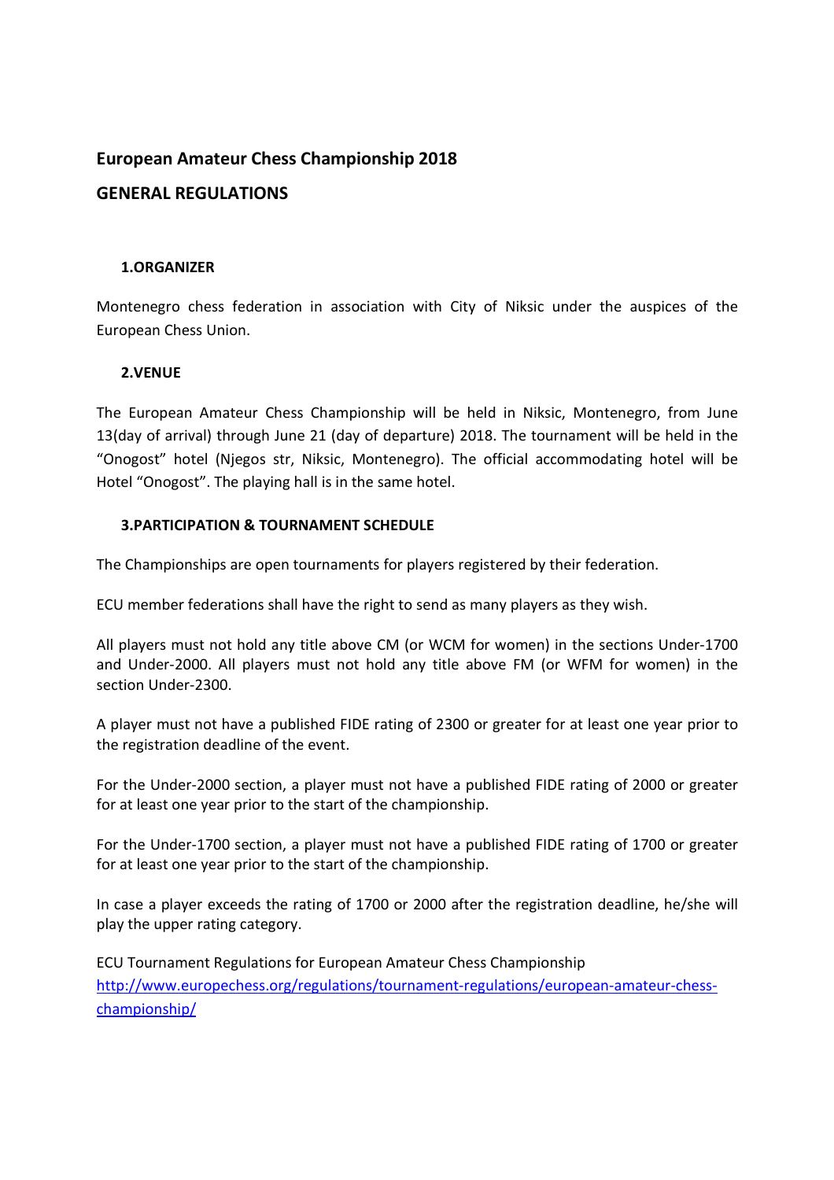## European Amateur Chess Championship 2018

## GENERAL REGULATIONS

### 1.ORGANIZER

Montenegro chess federation in association with City of Niksic under the auspices of the European Chess Union.

### 2.VENUE

The European Amateur Chess Championship will be held in Niksic, Montenegro, from June 13(day of arrival) through June 21 (day of departure) 2018. The tournament will be held in the "Onogost" hotel (Njegos str, Niksic, Montenegro). The official accommodating hotel will be Hotel "Onogost". The playing hall is in the same hotel.

### 3.PARTICIPATION & TOURNAMENT SCHEDULE

The Championships are open tournaments for players registered by their federation.

ECU member federations shall have the right to send as many players as they wish.

All players must not hold any title above CM (or WCM for women) in the sections Under-1700 and Under-2000. All players must not hold any title above FM (or WFM for women) in the section Under-2300.

A player must not have a published FIDE rating of 2300 or greater for at least one year prior to the registration deadline of the event.

For the Under-2000 section, a player must not have a published FIDE rating of 2000 or greater for at least one year prior to the start of the championship.

For the Under-1700 section, a player must not have a published FIDE rating of 1700 or greater for at least one year prior to the start of the championship.

In case a player exceeds the rating of 1700 or 2000 after the registration deadline, he/she will play the upper rating category.

ECU Tournament Regulations for European Amateur Chess Championship
[http://www.europechess.org/regulations/tournament-regulations/european-amateur-chess-championship/](http://www.europechess.org/regulations/tournament-regulations/european-amateur-chess-championship/)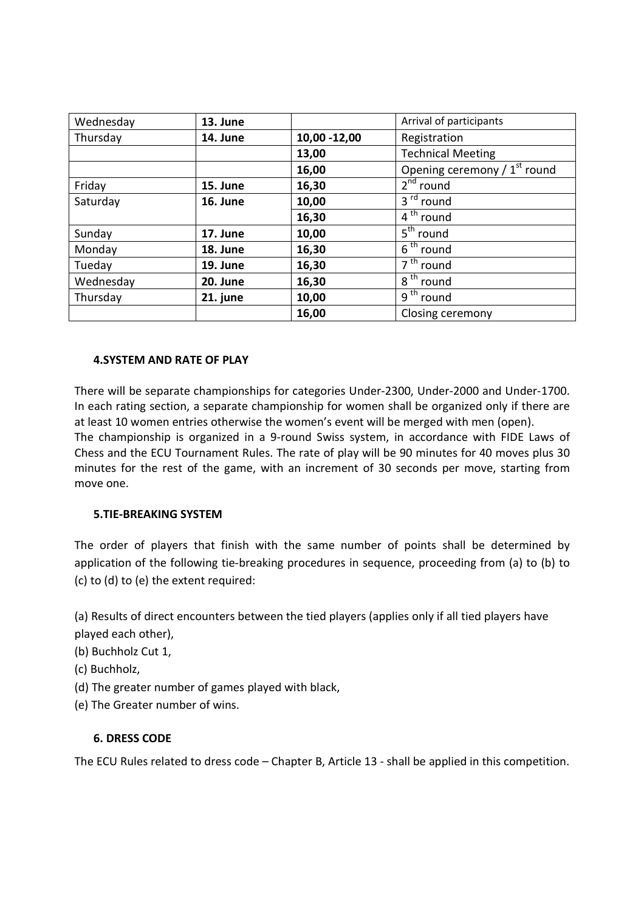| Wednesday | **13. June** | | Arrival of participants |
|---|---|---|---|
| Thursday | **14. June** | **10,00 -12,00** | Registration |
| | | **13,00** | Technical Meeting |
| | | **16,00** | Opening ceremony / 1st round |
| Friday | **15. June** | **16,30** | 2nd round |
| Saturday | **16. June** | **10,00** | 3 rd round |
| | | **16,30** | 4 th round |
| Sunday | **17. June** | **10,00** | 5th round |
| Monday | **18. June** | **16,30** | 6 th round |
| Tueday | **19. June** | **16,30** | 7 th round |
| Wednesday | **20. June** | **16,30** | 8 th round |
| Thursday | **21. june** | **10,00** | 9 th round |
| | | **16,00** | Closing ceremony |

### 4.SYSTEM AND RATE OF PLAY

There will be separate championships for categories Under-2300, Under-2000 and Under-1700. In each rating section, a separate championship for women shall be organized only if there are at least 10 women entries otherwise the women's event will be merged with men (open).
The championship is organized in a 9-round Swiss system, in accordance with FIDE Laws of Chess and the ECU Tournament Rules. The rate of play will be 90 minutes for 40 moves plus 30 minutes for the rest of the game, with an increment of 30 seconds per move, starting from move one.

### 5.TIE-BREAKING SYSTEM

The order of players that finish with the same number of points shall be determined by application of the following tie-breaking procedures in sequence, proceeding from (a) to (b) to (c) to (d) to (e) the extent required:

(a) Results of direct encounters between the tied players (applies only if all tied players have played each other),
(b) Buchholz Cut 1,
(c) Buchholz,
(d) The greater number of games played with black,
(e) The Greater number of wins.

### 6. DRESS CODE

The ECU Rules related to dress code – Chapter B, Article 13 - shall be applied in this competition.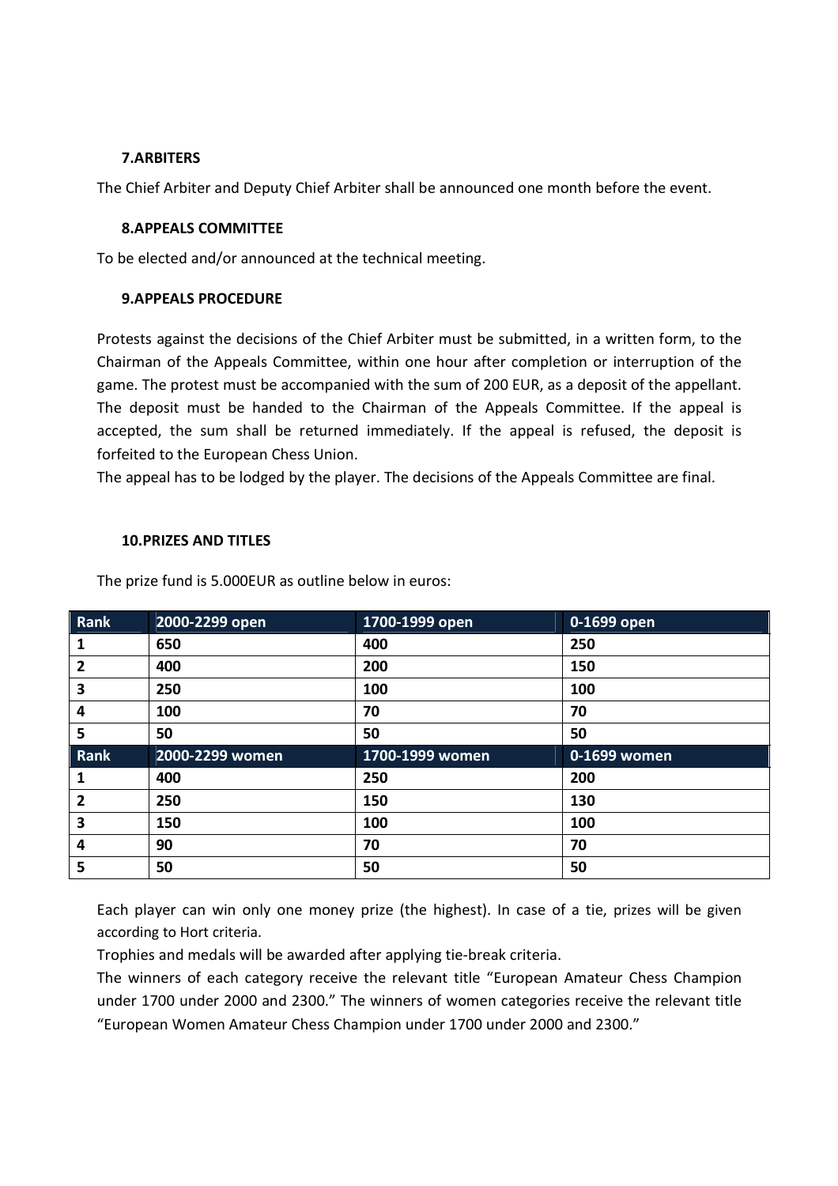### 7.ARBITERS

The Chief Arbiter and Deputy Chief Arbiter shall be announced one month before the event.

### 8.APPEALS COMMITTEE

To be elected and/or announced at the technical meeting.

### 9.APPEALS PROCEDURE

Protests against the decisions of the Chief Arbiter must be submitted, in a written form, to the Chairman of the Appeals Committee, within one hour after completion or interruption of the game. The protest must be accompanied with the sum of 200 EUR, as a deposit of the appellant. The deposit must be handed to the Chairman of the Appeals Committee. If the appeal is accepted, the sum shall be returned immediately. If the appeal is refused, the deposit is forfeited to the European Chess Union.
The appeal has to be lodged by the player. The decisions of the Appeals Committee are final.

### 10.PRIZES AND TITLES

The prize fund is 5.000EUR as outline below in euros:

| Rank | 2000-2299 open | 1700-1999 open | 0-1699 open |
|---|---|---|---|
| 1 | 650 | 400 | 250 |
| 2 | 400 | 200 | 150 |
| 3 | 250 | 100 | 100 |
| 4 | 100 | 70 | 70 |
| 5 | 50 | 50 | 50 |
| **Rank** | **2000-2299 women** | **1700-1999 women** | **0-1699 women** |
| 1 | 400 | 250 | 200 |
| 2 | 250 | 150 | 130 |
| 3 | 150 | 100 | 100 |
| 4 | 90 | 70 | 70 |
| 5 | 50 | 50 | 50 |

Each player can win only one money prize (the highest). In case of a tie, prizes will be given according to Hort criteria.
Trophies and medals will be awarded after applying tie-break criteria.
The winners of each category receive the relevant title "European Amateur Chess Champion under 1700 under 2000 and 2300." The winners of women categories receive the relevant title "European Women Amateur Chess Champion under 1700 under 2000 and 2300."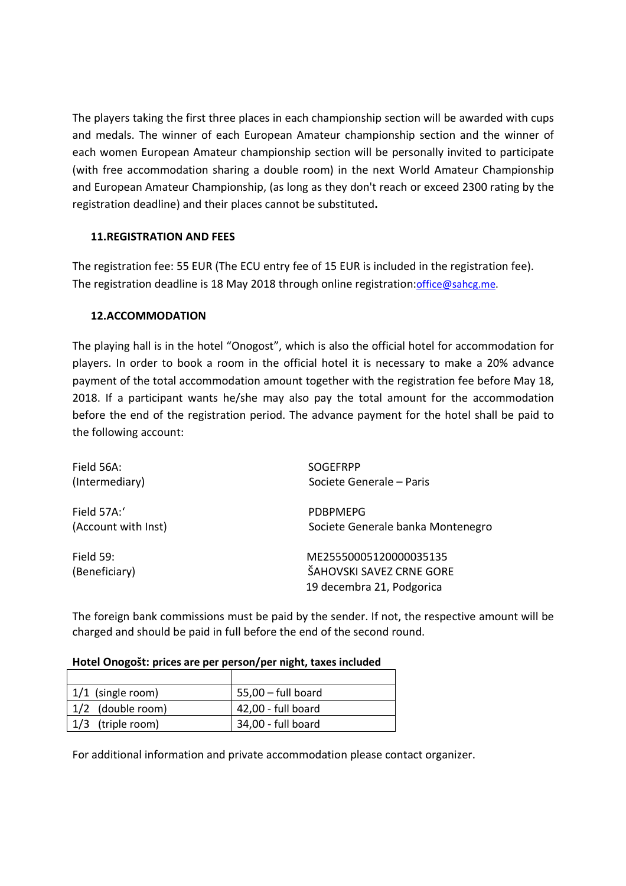The players taking the first three places in each championship section will be awarded with cups and medals. The winner of each European Amateur championship section and the winner of each women European Amateur championship section will be personally invited to participate (with free accommodation sharing a double room) in the next World Amateur Championship and European Amateur Championship, (as long as they don't reach or exceed 2300 rating by the registration deadline) and their places cannot be substituted**.**

### 11.REGISTRATION AND FEES

The registration fee: 55 EUR (The ECU entry fee of 15 EUR is included in the registration fee).
The registration deadline is 18 May 2018 through online registration:office@sahcg.me.

### 12.ACCOMMODATION

The playing hall is in the hotel "Onogost", which is also the official hotel for accommodation for players. In order to book a room in the official hotel it is necessary to make a 20% advance payment of the total accommodation amount together with the registration fee before May 18, 2018. If a participant wants he/she may also pay the total amount for the accommodation before the end of the registration period. The advance payment for the hotel shall be paid to the following account:

Field 56A: (Intermediary) — SOGEFRPP, Societe Generale – Paris

Field 57A:' (Account with Inst) — PDBPMEPG, Societe Generale banka Montenegro

Field 59: (Beneficiary) — ME25550005120000035135, ŠAHOVSKI SAVEZ CRNE GORE, 19 decembra 21, Podgorica

The foreign bank commissions must be paid by the sender. If not, the respective amount will be charged and should be paid in full before the end of the second round.

**Hotel Onogošt: prices are per person/per night, taxes included**

| | |
|---|---|
| 1/1 (single room) | 55,00 – full board |
| 1/2 (double room) | 42,00 - full board |
| 1/3 (triple room) | 34,00 - full board |

For additional information and private accommodation please contact organizer.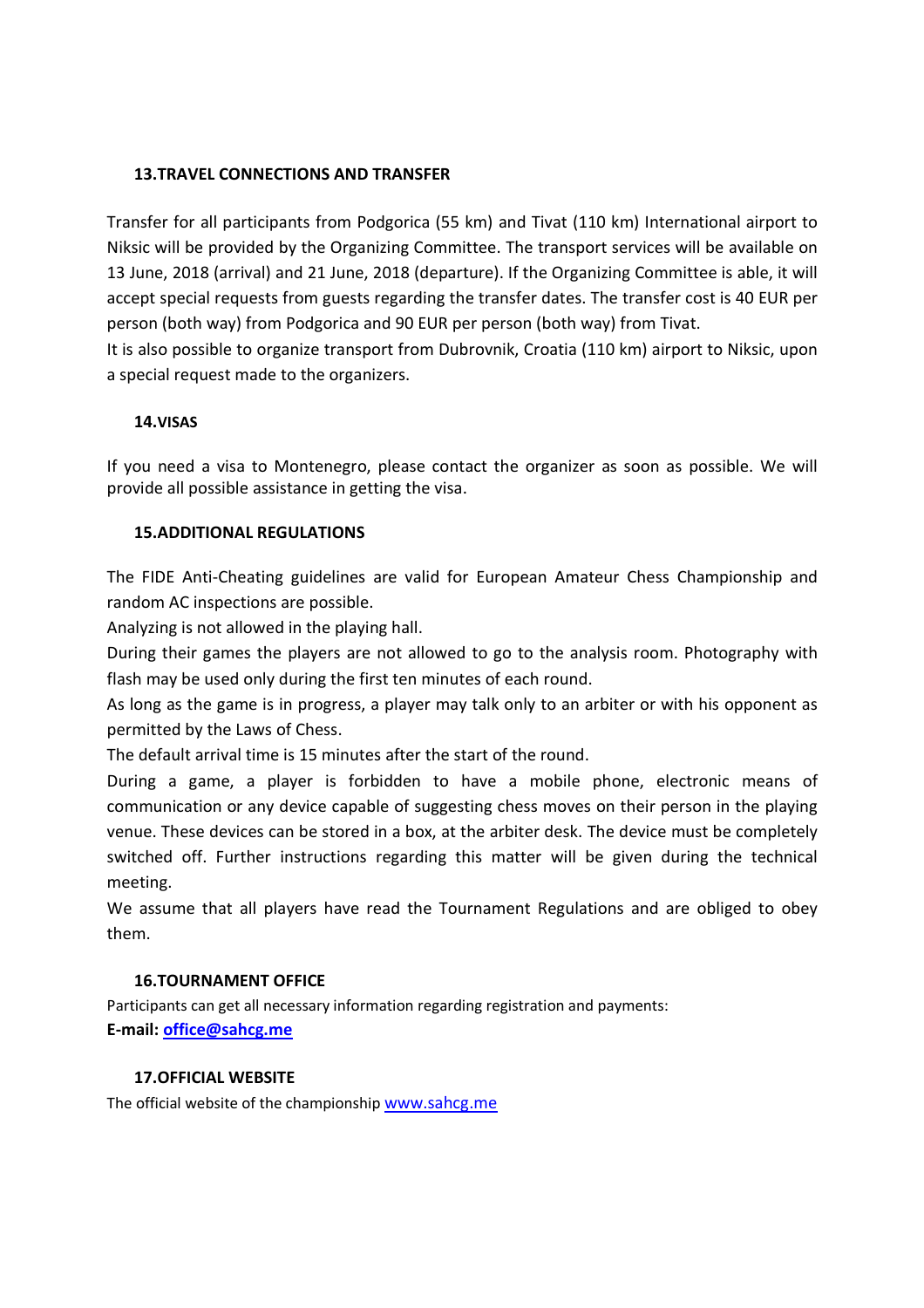### 13.TRAVEL CONNECTIONS AND TRANSFER

Transfer for all participants from Podgorica (55 km) and Tivat (110 km) International airport to Niksic will be provided by the Organizing Committee. The transport services will be available on 13 June, 2018 (arrival) and 21 June, 2018 (departure). If the Organizing Committee is able, it will accept special requests from guests regarding the transfer dates. The transfer cost is 40 EUR per person (both way) from Podgorica and 90 EUR per person (both way) from Tivat.

It is also possible to organize transport from Dubrovnik, Croatia (110 km) airport to Niksic, upon a special request made to the organizers.

### 14.VISAS

If you need a visa to Montenegro, please contact the organizer as soon as possible. We will provide all possible assistance in getting the visa.

### 15.ADDITIONAL REGULATIONS

The FIDE Anti-Cheating guidelines are valid for European Amateur Chess Championship and random AC inspections are possible.

Analyzing is not allowed in the playing hall.

During their games the players are not allowed to go to the analysis room. Photography with flash may be used only during the first ten minutes of each round.

As long as the game is in progress, a player may talk only to an arbiter or with his opponent as permitted by the Laws of Chess.

The default arrival time is 15 minutes after the start of the round.

During a game, a player is forbidden to have a mobile phone, electronic means of communication or any device capable of suggesting chess moves on their person in the playing venue. These devices can be stored in a box, at the arbiter desk. The device must be completely switched off. Further instructions regarding this matter will be given during the technical meeting.

We assume that all players have read the Tournament Regulations and are obliged to obey them.

### 16.TOURNAMENT OFFICE

Participants can get all necessary information regarding registration and payments:

**E-mail: office@sahcg.me**

### 17.OFFICIAL WEBSITE

The official website of the championship www.sahcg.me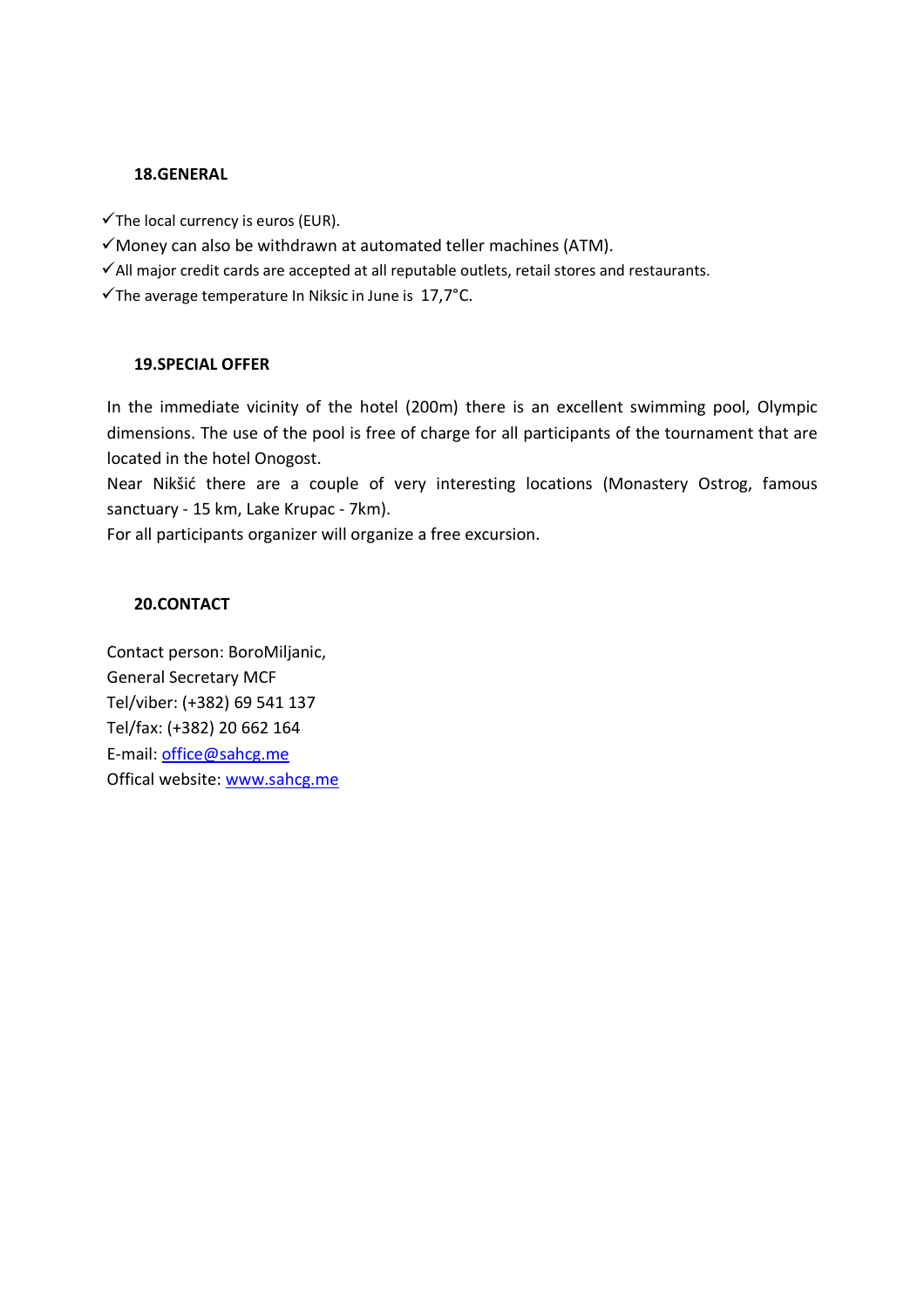## 18.GENERAL

- ✓The local currency is euros (EUR).
- ✓Money can also be withdrawn at automated teller machines (ATM).
- ✓All major credit cards are accepted at all reputable outlets, retail stores and restaurants.
- ✓The average temperature In Niksic in June is 17,7°C.

## 19.SPECIAL OFFER

In the immediate vicinity of the hotel (200m) there is an excellent swimming pool, Olympic dimensions. The use of the pool is free of charge for all participants of the tournament that are located in the hotel Onogost.

Near Nikšić there are a couple of very interesting locations (Monastery Ostrog, famous sanctuary - 15 km, Lake Krupac - 7km).

For all participants organizer will organize a free excursion.

## 20.CONTACT

Contact person: BoroMiljanic,
General Secretary MCF
Tel/viber: (+382) 69 541 137
Tel/fax: (+382) 20 662 164
E-mail: office@sahcg.me
Offical website: www.sahcg.me